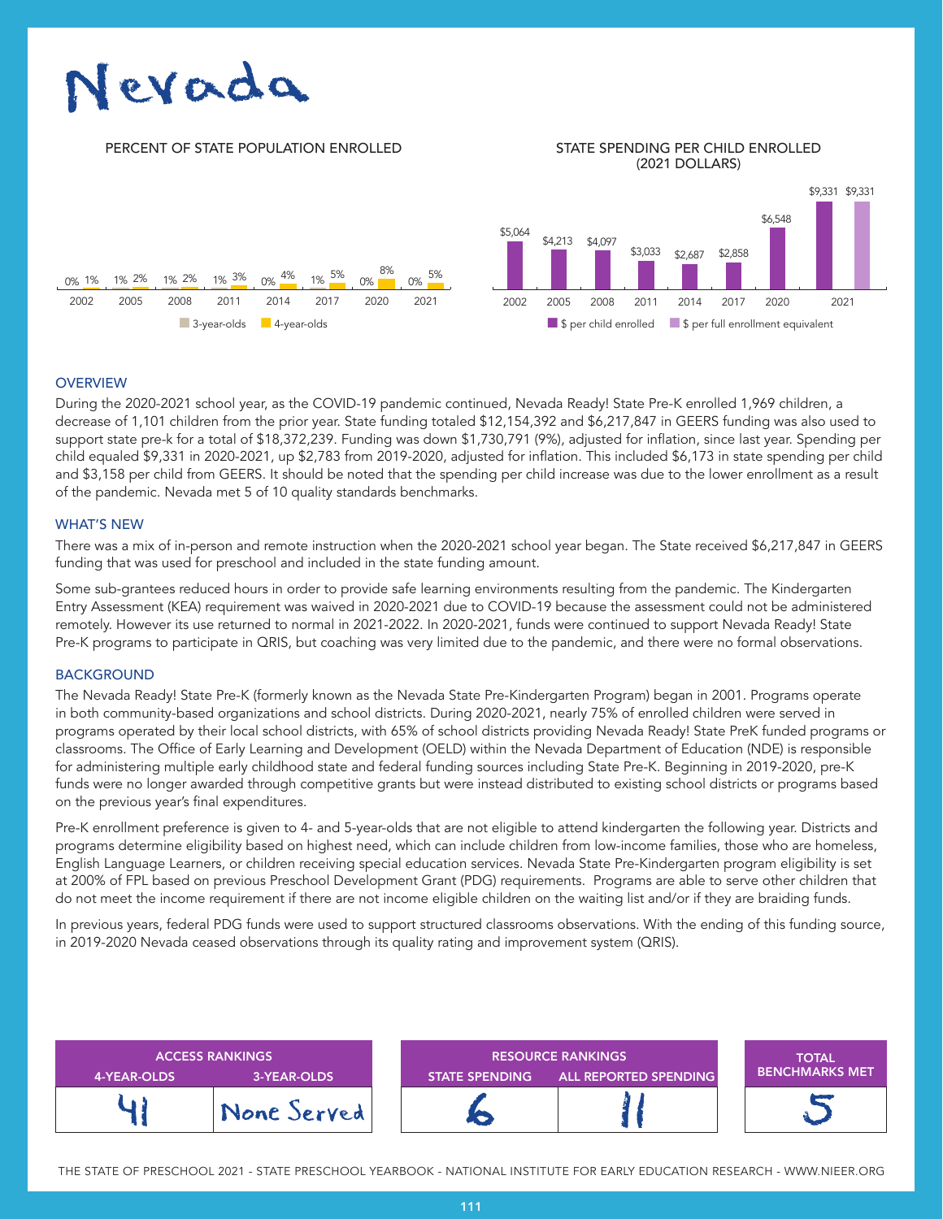# Nevada

PERCENT OF STATE POPULATION ENROLLED

| | 2002 | 2005 | 2008 | 2011 | 2014 | 2017 | 2020 | 2021 |
|---|---|---|---|---|---|---|---|---|
| 3-year-olds | 0% | 1% | 1% | 1% | 0% | 1% | 0% | 0% |
| 4-year-olds | 1% | 2% | 2% | 3% | 4% | 5% | 8% | 5% |

STATE SPENDING PER CHILD ENROLLED (2021 DOLLARS)

| | 2002 | 2005 | 2008 | 2011 | 2014 | 2017 | 2020 | 2021 |
|---|---|---|---|---|---|---|---|---|
| $ per child enrolled | $5,064 | $4,213 | $4,097 | $3,033 | $2,687 | $2,858 | $6,548 | $9,331 |
| $ per full enrollment equivalent | | | | | | | | $9,331 |

## OVERVIEW

During the 2020-2021 school year, as the COVID-19 pandemic continued, Nevada Ready! State Pre-K enrolled 1,969 children, a decrease of 1,101 children from the prior year. State funding totaled $12,154,392 and $6,217,847 in GEERS funding was also used to support state pre-k for a total of $18,372,239. Funding was down $1,730,791 (9%), adjusted for inflation, since last year. Spending per child equaled $9,331 in 2020-2021, up $2,783 from 2019-2020, adjusted for inflation. This included $6,173 in state spending per child and $3,158 per child from GEERS. It should be noted that the spending per child increase was due to the lower enrollment as a result of the pandemic. Nevada met 5 of 10 quality standards benchmarks.

## WHAT'S NEW

There was a mix of in-person and remote instruction when the 2020-2021 school year began. The State received $6,217,847 in GEERS funding that was used for preschool and included in the state funding amount.

Some sub-grantees reduced hours in order to provide safe learning environments resulting from the pandemic. The Kindergarten Entry Assessment (KEA) requirement was waived in 2020-2021 due to COVID-19 because the assessment could not be administered remotely. However its use returned to normal in 2021-2022. In 2020-2021, funds were continued to support Nevada Ready! State Pre-K programs to participate in QRIS, but coaching was very limited due to the pandemic, and there were no formal observations.

## BACKGROUND

The Nevada Ready! State Pre-K (formerly known as the Nevada State Pre-Kindergarten Program) began in 2001. Programs operate in both community-based organizations and school districts. During 2020-2021, nearly 75% of enrolled children were served in programs operated by their local school districts, with 65% of school districts providing Nevada Ready! State PreK funded programs or classrooms. The Office of Early Learning and Development (OELD) within the Nevada Department of Education (NDE) is responsible for administering multiple early childhood state and federal funding sources including State Pre-K. Beginning in 2019-2020, pre-K funds were no longer awarded through competitive grants but were instead distributed to existing school districts or programs based on the previous year's final expenditures.

Pre-K enrollment preference is given to 4- and 5-year-olds that are not eligible to attend kindergarten the following year. Districts and programs determine eligibility based on highest need, which can include children from low-income families, those who are homeless, English Language Learners, or children receiving special education services. Nevada State Pre-Kindergarten program eligibility is set at 200% of FPL based on previous Preschool Development Grant (PDG) requirements. Programs are able to serve other children that do not meet the income requirement if there are not income eligible children on the waiting list and/or if they are braiding funds.

In previous years, federal PDG funds were used to support structured classrooms observations. With the ending of this funding source, in 2019-2020 Nevada ceased observations through its quality rating and improvement system (QRIS).

| ACCESS RANKINGS | | RESOURCE RANKINGS | | TOTAL BENCHMARKS MET |
|---|---|---|---|---|
| 4-YEAR-OLDS | 3-YEAR-OLDS | STATE SPENDING | ALL REPORTED SPENDING | |
| 41 | None Served | 6 | 11 | 5 |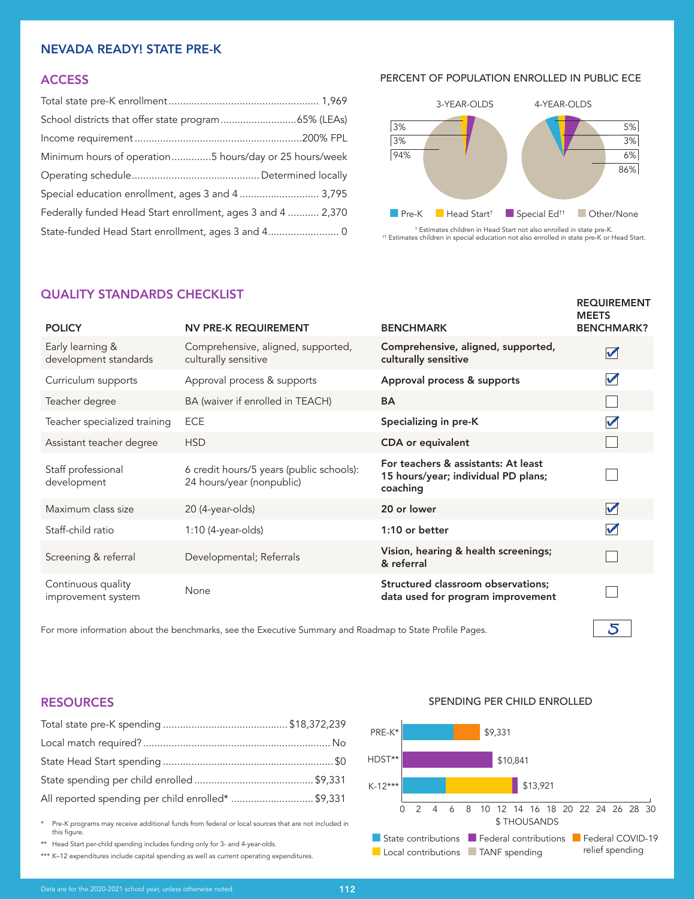## NEVADA READY! STATE PRE-K

### ACCESS

Total state pre-K enrollment ........ 1,969

School districts that offer state program ........ 65% (LEAs)

Income requirement ........ 200% FPL

Minimum hours of operation ........ 5 hours/day or 25 hours/week

Operating schedule ........ Determined locally

Special education enrollment, ages 3 and 4 ........ 3,795

Federally funded Head Start enrollment, ages 3 and 4 ........ 2,370

State-funded Head Start enrollment, ages 3 and 4 ........ 0

PERCENT OF POPULATION ENROLLED IN PUBLIC ECE

3-YEAR-OLDS

3%
3%
94%

4-YEAR-OLDS

5%
3%
6%
86%

Pre-K
Head Start†
Special Ed††
Other/None

† Estimates children in Head Start not also enrolled in state pre-K.
†† Estimates children in special education not also enrolled in state pre-K or Head Start.

### QUALITY STANDARDS CHECKLIST

| POLICY | NV PRE-K REQUIREMENT | BENCHMARK | REQUIREMENT MEETS BENCHMARK? |
|---|---|---|---|
| Early learning & development standards | Comprehensive, aligned, supported, culturally sensitive | **Comprehensive, aligned, supported, culturally sensitive** | ☑ |
| Curriculum supports | Approval process & supports | **Approval process & supports** | ☑ |
| Teacher degree | BA (waiver if enrolled in TEACH) | **BA** | ☐ |
| Teacher specialized training | ECE | **Specializing in pre-K** | ☑ |
| Assistant teacher degree | HSD | **CDA or equivalent** | ☐ |
| Staff professional development | 6 credit hours/5 years (public schools): 24 hours/year (nonpublic) | **For teachers & assistants: At least 15 hours/year; individual PD plans; coaching** | ☐ |
| Maximum class size | 20 (4-year-olds) | **20 or lower** | ☑ |
| Staff-child ratio | 1:10 (4-year-olds) | **1:10 or better** | ☑ |
| Screening & referral | Developmental; Referrals | **Vision, hearing & health screenings; & referral** | ☐ |
| Continuous quality improvement system | None | **Structured classroom observations; data used for program improvement** | ☐ |
| | | | 5 |

For more information about the benchmarks, see the Executive Summary and Roadmap to State Profile Pages.

### RESOURCES

Total state pre-K spending ........ $18,372,239

Local match required? ........ No

State Head Start spending ........ $0

State spending per child enrolled ........ $9,331

All reported spending per child enrolled* ........ $9,331

\* Pre-K programs may receive additional funds from federal or local sources that are not included in this figure.

** Head Start per-child spending includes funding only for 3- and 4-year-olds.

*** K–12 expenditures include capital spending as well as current operating expenditures.

SPENDING PER CHILD ENROLLED

PRE-K* $9,331

HDST** $10,841

K-12*** $13,921

0 2 4 6 8 10 12 14 16 18 20 22 24 26 28 30

$ THOUSANDS

State contributions
Local contributions
Federal contributions
TANF spending
Federal COVID-19 relief spending

Data are for the 2020-2021 school year, unless otherwise noted.